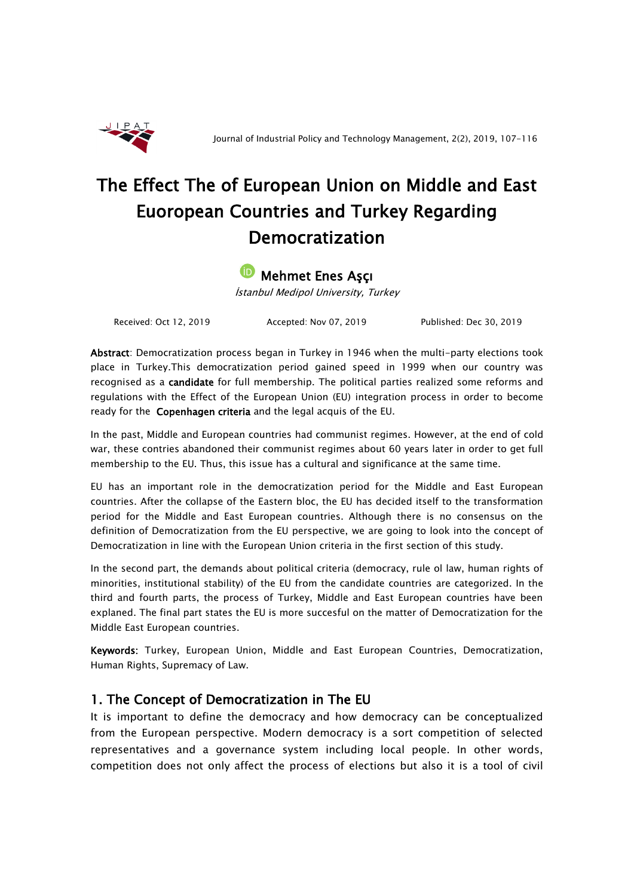# The Effect The of European Union on Middle and East Euoropean Countries and Turkey Regarding Democratization

**Mehmet Enes Aşçı**

*İstanbul Medipol University, Turkey*

Received: Oct 12, 2019 Accepted: Nov 07, 2019 Published: Dec 30, 2019

**Abstract**: Democratization process began in Turkey in 1946 when the multi-party elections took place in Turkey.This democratization period gained speed in 1999 when our country was recognised as a **candidate** for full membership. The political parties realized some reforms and regulations with the Effect of the European Union (EU) integration process in order to become ready for the **Copenhagen criteria** and the legal acquis of the EU.

In the past, Middle and European countries had communist regimes. However, at the end of cold war, these contries abandoned their communist regimes about 60 years later in order to get full membership to the EU. Thus, this issue has a cultural and significance at the same time.

EU has an important role in the democratization period for the Middle and East European countries. After the collapse of the Eastern bloc, the EU has decided itself to the transformation period for the Middle and East European countries. Although there is no consensus on the definition of Democratization from the EU perspective, we are going to look into the concept of Democratization in line with the European Union criteria in the first section of this study.

In the second part, the demands about political criteria (democracy, rule ol law, human rights of minorities, institutional stability) of the EU from the candidate countries are categorized. In the third and fourth parts, the process of Turkey, Middle and East European countries have been explaned. The final part states the EU is more succesful on the matter of Democratization for the Middle East European countries.

**Keywords**: Turkey, European Union, Middle and East European Countries, Democratization, Human Rights, Supremacy of Law.

## 1. The Concept of Democratization in The EU

It is important to define the democracy and how democracy can be conceptualized from the European perspective. Modern democracy is a sort competition of selected representatives and a governance system including local people. In other words, competition does not only affect the process of elections but also it is a tool of civil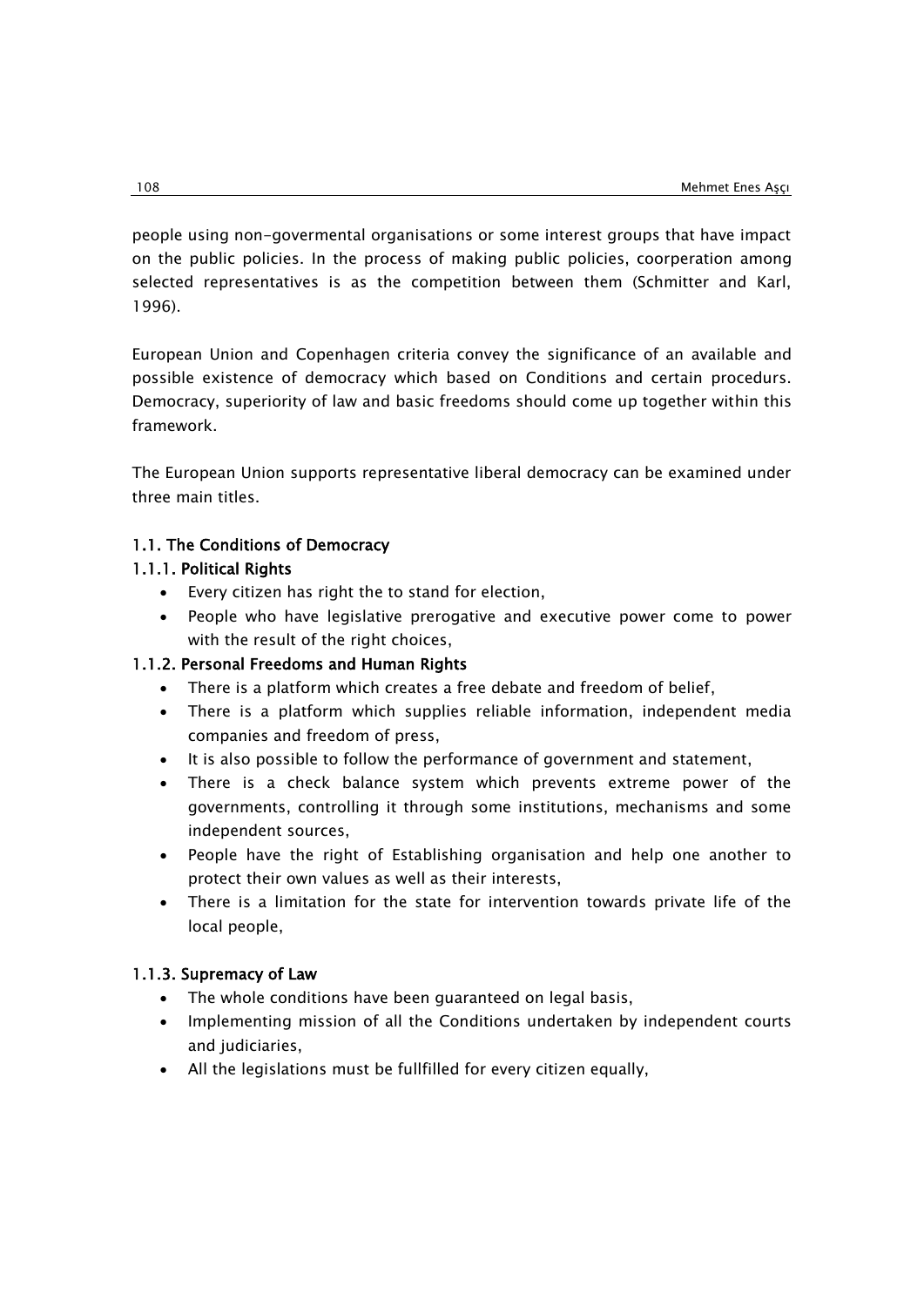people using non-govermental organisations or some interest groups that have impact on the public policies. In the process of making public policies, coorperation among selected representatives is as the competition between them (Schmitter and Karl, 1996).

European Union and Copenhagen criteria convey the significance of an available and possible existence of democracy which based on Conditions and certain procedurs. Democracy, superiority of law and basic freedoms should come up together within this framework.

The European Union supports representative liberal democracy can be examined under three main titles.

### 1.1. The Conditions of Democracy

#### 1.1.1. Political Rights

- Every citizen has right the to stand for election,
- People who have legislative prerogative and executive power come to power with the result of the right choices,

#### 1.1.2. Personal Freedoms and Human Rights

- There is a platform which creates a free debate and freedom of belief,
- There is a platform which supplies reliable information, independent media companies and freedom of press,
- It is also possible to follow the performance of government and statement,
- There is a check balance system which prevents extreme power of the governments, controlling it through some institutions, mechanisms and some independent sources,
- People have the right of Establishing organisation and help one another to protect their own values as well as their interests,
- There is a limitation for the state for intervention towards private life of the local people,

#### 1.1.3. Supremacy of Law

- The whole conditions have been guaranteed on legal basis,
- Implementing mission of all the Conditions undertaken by independent courts and judiciaries,
- All the legislations must be fullfilled for every citizen equally,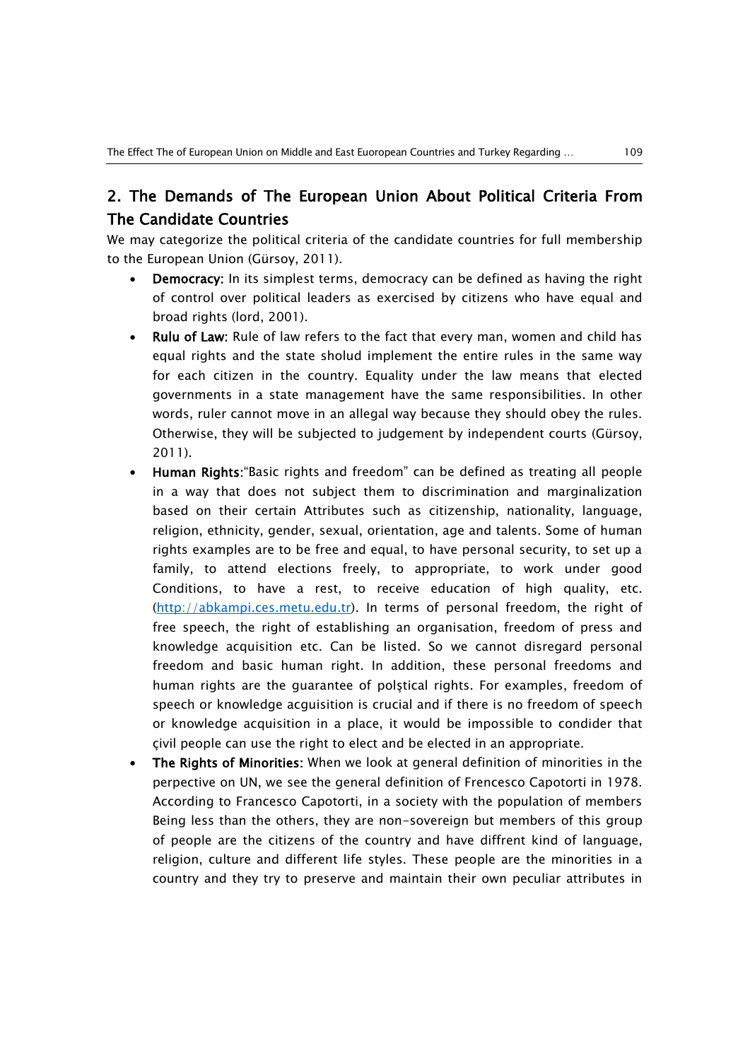## 2. The Demands of The European Union About Political Criteria From The Candidate Countries

We may categorize the political criteria of the candidate countries for full membership to the European Union (Gürsoy, 2011).

- **Democracy:** In its simplest terms, democracy can be defined as having the right of control over political leaders as exercised by citizens who have equal and broad rights (lord, 2001).
- **Rulu of Law:** Rule of law refers to the fact that every man, women and child has equal rights and the state sholud implement the entire rules in the same way for each citizen in the country. Equality under the law means that elected governments in a state management have the same responsibilities. In other words, ruler cannot move in an allegal way because they should obey the rules. Otherwise, they will be subjected to judgement by independent courts (Gürsoy, 2011).
- **Human Rights:**"Basic rights and freedom" can be defined as treating all people in a way that does not subject them to discrimination and marginalization based on their certain Attributes such as citizenship, nationality, language, religion, ethnicity, gender, sexual, orientation, age and talents. Some of human rights examples are to be free and equal, to have personal security, to set up a family, to attend elections freely, to appropriate, to work under good Conditions, to have a rest, to receive education of high quality, etc. (http://abkampi.ces.metu.edu.tr). In terms of personal freedom, the right of free speech, the right of establishing an organisation, freedom of press and knowledge acquisition etc. Can be listed. So we cannot disregard personal freedom and basic human right. In addition, these personal freedoms and human rights are the guarantee of polştical rights. For examples, freedom of speech or knowledge acguisition is crucial and if there is no freedom of speech or knowledge acquisition in a place, it would be impossible to condider that çivil people can use the right to elect and be elected in an appropriate.
- **The Rights of Minorities:** When we look at general definition of minorities in the perpective on UN, we see the general definition of Frencesco Capotorti in 1978. According to Francesco Capotorti, in a society with the population of members Being less than the others, they are non-sovereign but members of this group of people are the citizens of the country and have diffrent kind of language, religion, culture and different life styles. These people are the minorities in a country and they try to preserve and maintain their own peculiar attributes in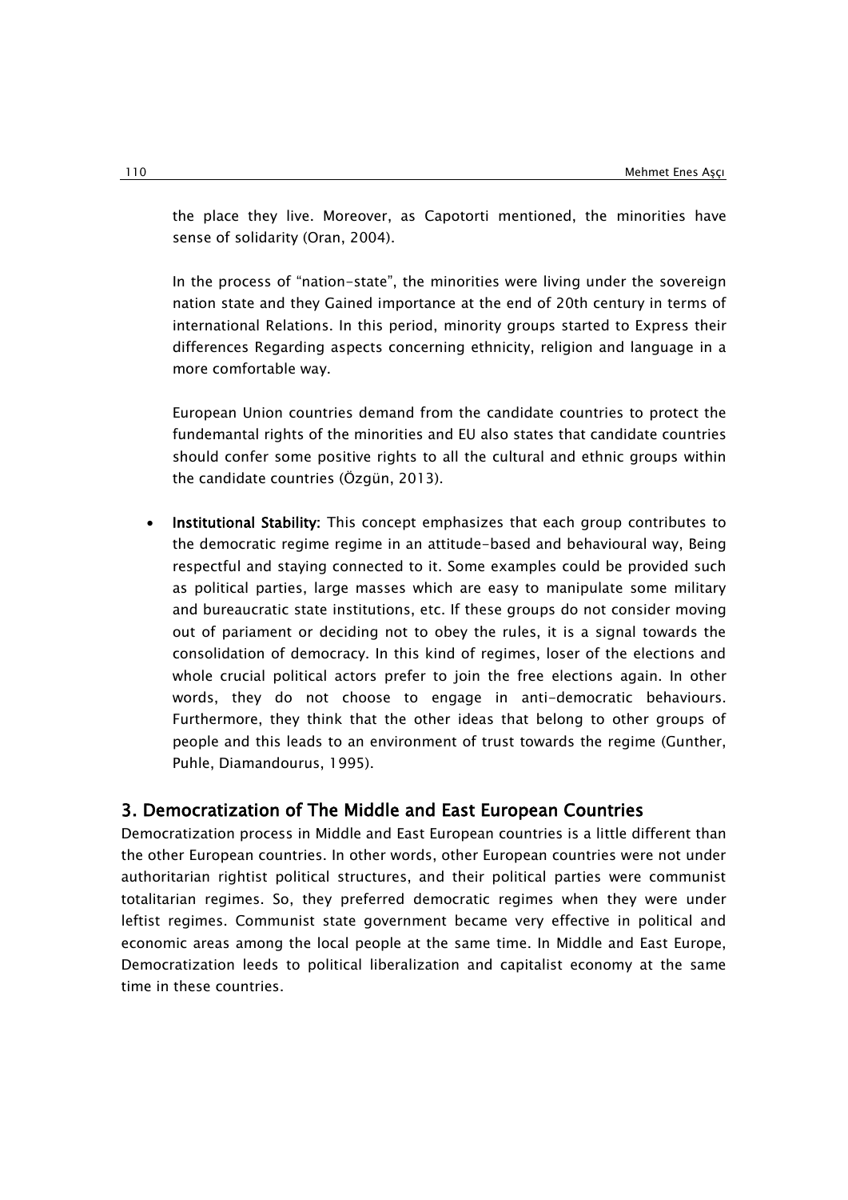the place they live. Moreover, as Capotorti mentioned, the minorities have sense of solidarity (Oran, 2004).

In the process of "nation-state", the minorities were living under the sovereign nation state and they Gained importance at the end of 20th century in terms of international Relations. In this period, minority groups started to Express their differences Regarding aspects concerning ethnicity, religion and language in a more comfortable way.

European Union countries demand from the candidate countries to protect the fundemantal rights of the minorities and EU also states that candidate countries should confer some positive rights to all the cultural and ethnic groups within the candidate countries (Özgün, 2013).

- **Institutional Stability:** This concept emphasizes that each group contributes to the democratic regime regime in an attitude-based and behavioural way, Being respectful and staying connected to it. Some examples could be provided such as political parties, large masses which are easy to manipulate some military and bureaucratic state institutions, etc. If these groups do not consider moving out of pariament or deciding not to obey the rules, it is a signal towards the consolidation of democracy. In this kind of regimes, loser of the elections and whole crucial political actors prefer to join the free elections again. In other words, they do not choose to engage in anti-democratic behaviours. Furthermore, they think that the other ideas that belong to other groups of people and this leads to an environment of trust towards the regime (Gunther, Puhle, Diamandourus, 1995).

## 3. Democratization of The Middle and East European Countries

Democratization process in Middle and East European countries is a little different than the other European countries. In other words, other European countries were not under authoritarian rightist political structures, and their political parties were communist totalitarian regimes. So, they preferred democratic regimes when they were under leftist regimes. Communist state government became very effective in political and economic areas among the local people at the same time. In Middle and East Europe, Democratization leeds to political liberalization and capitalist economy at the same time in these countries.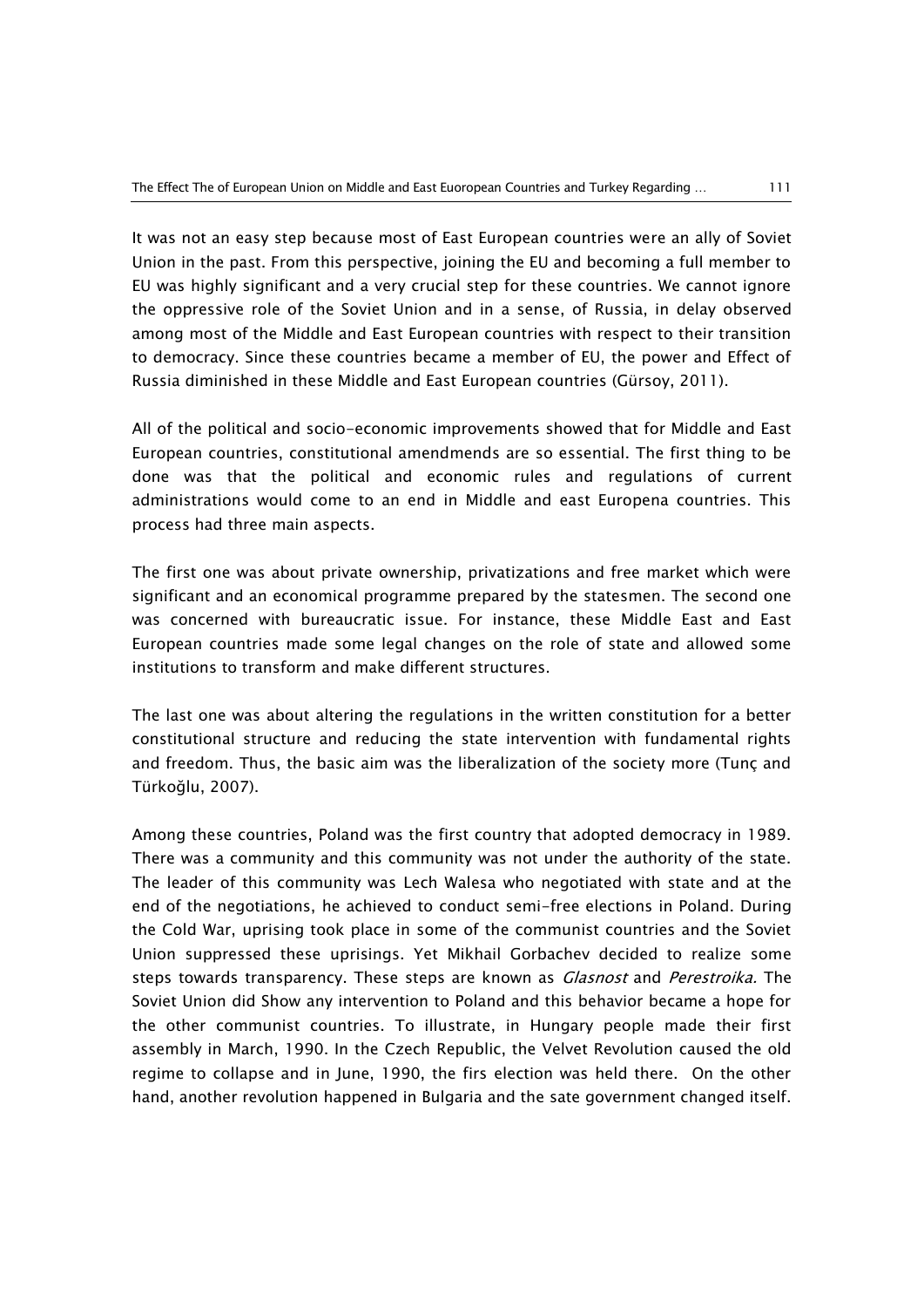It was not an easy step because most of East European countries were an ally of Soviet Union in the past. From this perspective, joining the EU and becoming a full member to EU was highly significant and a very crucial step for these countries. We cannot ignore the oppressive role of the Soviet Union and in a sense, of Russia, in delay observed among most of the Middle and East European countries with respect to their transition to democracy. Since these countries became a member of EU, the power and Effect of Russia diminished in these Middle and East European countries (Gürsoy, 2011).

All of the political and socio-economic improvements showed that for Middle and East European countries, constitutional amendmends are so essential. The first thing to be done was that the political and economic rules and regulations of current administrations would come to an end in Middle and east Europena countries. This process had three main aspects.

The first one was about private ownership, privatizations and free market which were significant and an economical programme prepared by the statesmen. The second one was concerned with bureaucratic issue. For instance, these Middle East and East European countries made some legal changes on the role of state and allowed some institutions to transform and make different structures.

The last one was about altering the regulations in the written constitution for a better constitutional structure and reducing the state intervention with fundamental rights and freedom. Thus, the basic aim was the liberalization of the society more (Tunç and Türkoğlu, 2007).

Among these countries, Poland was the first country that adopted democracy in 1989. There was a community and this community was not under the authority of the state. The leader of this community was Lech Walesa who negotiated with state and at the end of the negotiations, he achieved to conduct semi-free elections in Poland. During the Cold War, uprising took place in some of the communist countries and the Soviet Union suppressed these uprisings. Yet Mikhail Gorbachev decided to realize some steps towards transparency. These steps are known as *Glasnost* and *Perestroika.* The Soviet Union did Show any intervention to Poland and this behavior became a hope for the other communist countries. To illustrate, in Hungary people made their first assembly in March, 1990. In the Czech Republic, the Velvet Revolution caused the old regime to collapse and in June, 1990, the firs election was held there. On the other hand, another revolution happened in Bulgaria and the sate government changed itself.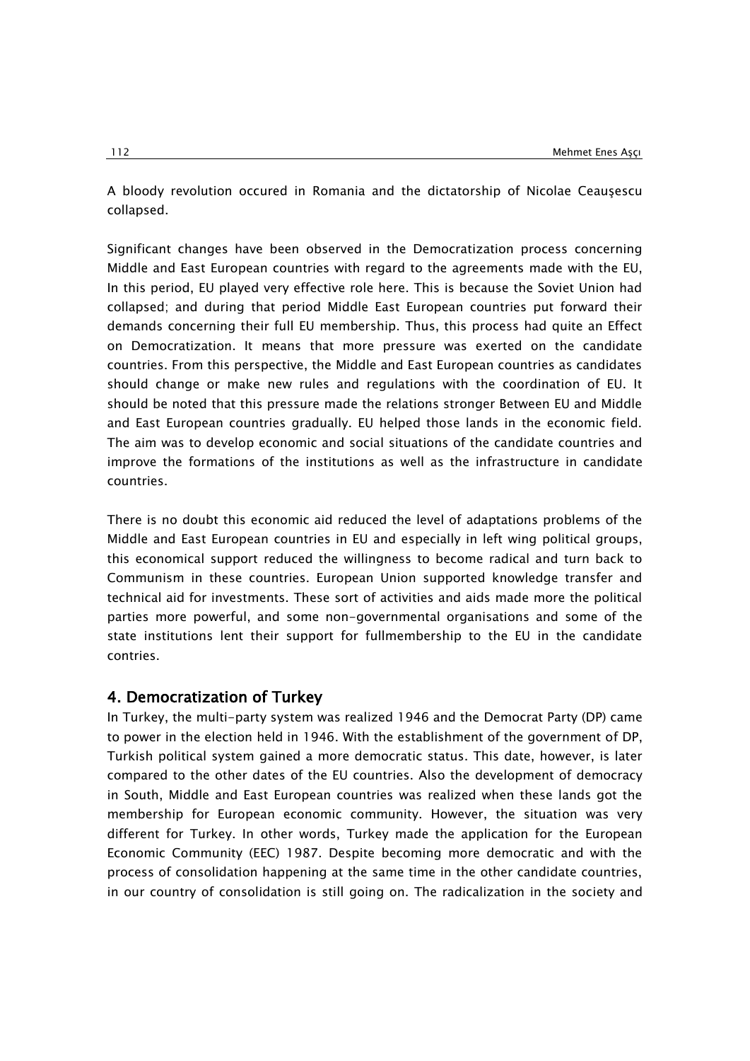A bloody revolution occured in Romania and the dictatorship of Nicolae Ceauşescu collapsed.

Significant changes have been observed in the Democratization process concerning Middle and East European countries with regard to the agreements made with the EU, In this period, EU played very effective role here. This is because the Soviet Union had collapsed; and during that period Middle East European countries put forward their demands concerning their full EU membership. Thus, this process had quite an Effect on Democratization. It means that more pressure was exerted on the candidate countries. From this perspective, the Middle and East European countries as candidates should change or make new rules and regulations with the coordination of EU. It should be noted that this pressure made the relations stronger Between EU and Middle and East European countries gradually. EU helped those lands in the economic field. The aim was to develop economic and social situations of the candidate countries and improve the formations of the institutions as well as the infrastructure in candidate countries.

There is no doubt this economic aid reduced the level of adaptations problems of the Middle and East European countries in EU and especially in left wing political groups, this economical support reduced the willingness to become radical and turn back to Communism in these countries. European Union supported knowledge transfer and technical aid for investments. These sort of activities and aids made more the political parties more powerful, and some non-governmental organisations and some of the state institutions lent their support for fullmembership to the EU in the candidate contries.

## 4. Democratization of Turkey

In Turkey, the multi-party system was realized 1946 and the Democrat Party (DP) came to power in the election held in 1946. With the establishment of the government of DP, Turkish political system gained a more democratic status. This date, however, is later compared to the other dates of the EU countries. Also the development of democracy in South, Middle and East European countries was realized when these lands got the membership for European economic community. However, the situation was very different for Turkey. In other words, Turkey made the application for the European Economic Community (EEC) 1987. Despite becoming more democratic and with the process of consolidation happening at the same time in the other candidate countries, in our country of consolidation is still going on. The radicalization in the society and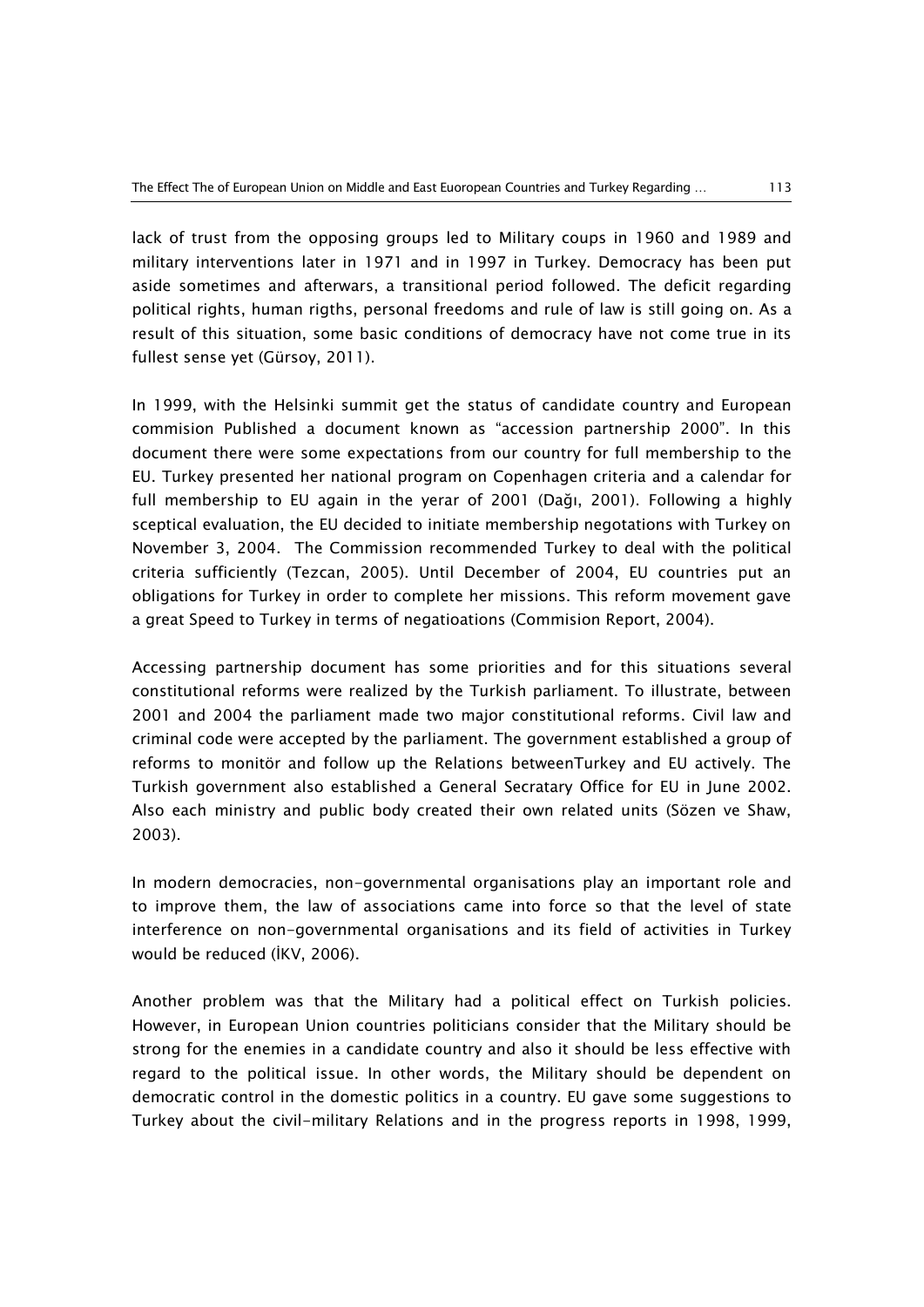lack of trust from the opposing groups led to Military coups in 1960 and 1989 and military interventions later in 1971 and in 1997 in Turkey. Democracy has been put aside sometimes and afterwars, a transitional period followed. The deficit regarding political rights, human rigths, personal freedoms and rule of law is still going on. As a result of this situation, some basic conditions of democracy have not come true in its fullest sense yet (Gürsoy, 2011).

In 1999, with the Helsinki summit get the status of candidate country and European commision Published a document known as "accession partnership 2000". In this document there were some expectations from our country for full membership to the EU. Turkey presented her national program on Copenhagen criteria and a calendar for full membership to EU again in the yerar of 2001 (Dağı, 2001). Following a highly sceptical evaluation, the EU decided to initiate membership negotations with Turkey on November 3, 2004. The Commission recommended Turkey to deal with the political criteria sufficiently (Tezcan, 2005). Until December of 2004, EU countries put an obligations for Turkey in order to complete her missions. This reform movement gave a great Speed to Turkey in terms of negatioations (Commision Report, 2004).

Accessing partnership document has some priorities and for this situations several constitutional reforms were realized by the Turkish parliament. To illustrate, between 2001 and 2004 the parliament made two major constitutional reforms. Civil law and criminal code were accepted by the parliament. The government established a group of reforms to monitör and follow up the Relations betweenTurkey and EU actively. The Turkish government also established a General Secratary Office for EU in June 2002. Also each ministry and public body created their own related units (Sözen ve Shaw, 2003).

In modern democracies, non-governmental organisations play an important role and to improve them, the law of associations came into force so that the level of state interference on non-governmental organisations and its field of activities in Turkey would be reduced (İKV, 2006).

Another problem was that the Military had a political effect on Turkish policies. However, in European Union countries politicians consider that the Military should be strong for the enemies in a candidate country and also it should be less effective with regard to the political issue. In other words, the Military should be dependent on democratic control in the domestic politics in a country. EU gave some suggestions to Turkey about the civil-military Relations and in the progress reports in 1998, 1999,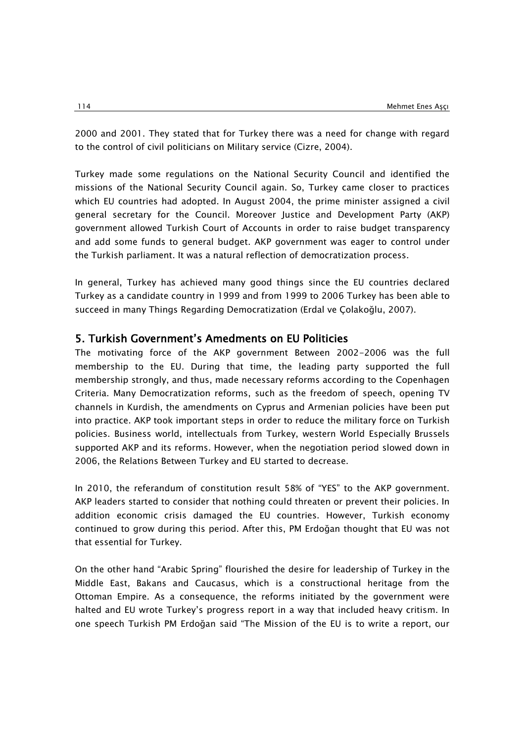2000 and 2001. They stated that for Turkey there was a need for change with regard to the control of civil politicians on Military service (Cizre, 2004).

Turkey made some regulations on the National Security Council and identified the missions of the National Security Council again. So, Turkey came closer to practices which EU countries had adopted. In August 2004, the prime minister assigned a civil general secretary for the Council. Moreover Justice and Development Party (AKP) government allowed Turkish Court of Accounts in order to raise budget transparency and add some funds to general budget. AKP government was eager to control under the Turkish parliament. It was a natural reflection of democratization process.

In general, Turkey has achieved many good things since the EU countries declared Turkey as a candidate country in 1999 and from 1999 to 2006 Turkey has been able to succeed in many Things Regarding Democratization (Erdal ve Çolakoğlu, 2007).

## 5. Turkish Government's Amedments on EU Politicies

The motivating force of the AKP government Between 2002-2006 was the full membership to the EU. During that time, the leading party supported the full membership strongly, and thus, made necessary reforms according to the Copenhagen Criteria. Many Democratization reforms, such as the freedom of speech, opening TV channels in Kurdish, the amendments on Cyprus and Armenian policies have been put into practice. AKP took important steps in order to reduce the military force on Turkish policies. Business world, intellectuals from Turkey, western World Especially Brussels supported AKP and its reforms. However, when the negotiation period slowed down in 2006, the Relations Between Turkey and EU started to decrease.

In 2010, the referandum of constitution result 58% of "YES" to the AKP government. AKP leaders started to consider that nothing could threaten or prevent their policies. In addition economic crisis damaged the EU countries. However, Turkish economy continued to grow during this period. After this, PM Erdoğan thought that EU was not that essential for Turkey.

On the other hand "Arabic Spring" flourished the desire for leadership of Turkey in the Middle East, Bakans and Caucasus, which is a constructional heritage from the Ottoman Empire. As a consequence, the reforms initiated by the government were halted and EU wrote Turkey's progress report in a way that included heavy critism. In one speech Turkish PM Erdoğan said "The Mission of the EU is to write a report, our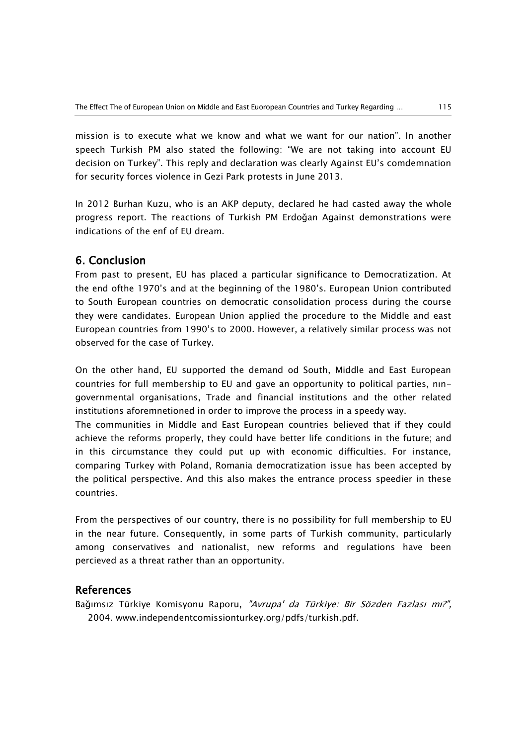mission is to execute what we know and what we want for our nation". In another speech Turkish PM also stated the following: "We are not taking into account EU decision on Turkey". This reply and declaration was clearly Against EU's comdemnation for security forces violence in Gezi Park protests in June 2013.

In 2012 Burhan Kuzu, who is an AKP deputy, declared he had casted away the whole progress report. The reactions of Turkish PM Erdoğan Against demonstrations were indications of the enf of EU dream.

## 6. Conclusion

From past to present, EU has placed a particular significance to Democratization. At the end ofthe 1970's and at the beginning of the 1980's. European Union contributed to South European countries on democratic consolidation process during the course they were candidates. European Union applied the procedure to the Middle and east European countries from 1990's to 2000. However, a relatively similar process was not observed for the case of Turkey.

On the other hand, EU supported the demand od South, Middle and East European countries for full membership to EU and gave an opportunity to political parties, nın-governmental organisations, Trade and financial institutions and the other related institutions aforemnetioned in order to improve the process in a speedy way.
The communities in Middle and East European countries believed that if they could achieve the reforms properly, they could have better life conditions in the future; and in this circumstance they could put up with economic difficulties. For instance, comparing Turkey with Poland, Romania democratization issue has been accepted by the political perspective. And this also makes the entrance process speedier in these countries.

From the perspectives of our country, there is no possibility for full membership to EU in the near future. Consequently, in some parts of Turkish community, particularly among conservatives and nationalist, new reforms and regulations have been percieved as a threat rather than an opportunity.

## References

Bağımsız Türkiye Komisyonu Raporu, *"Avrupa' da Türkiye: Bir Sözden Fazlası mı?"*, 2004. www.independentcomissionturkey.org/pdfs/turkish.pdf.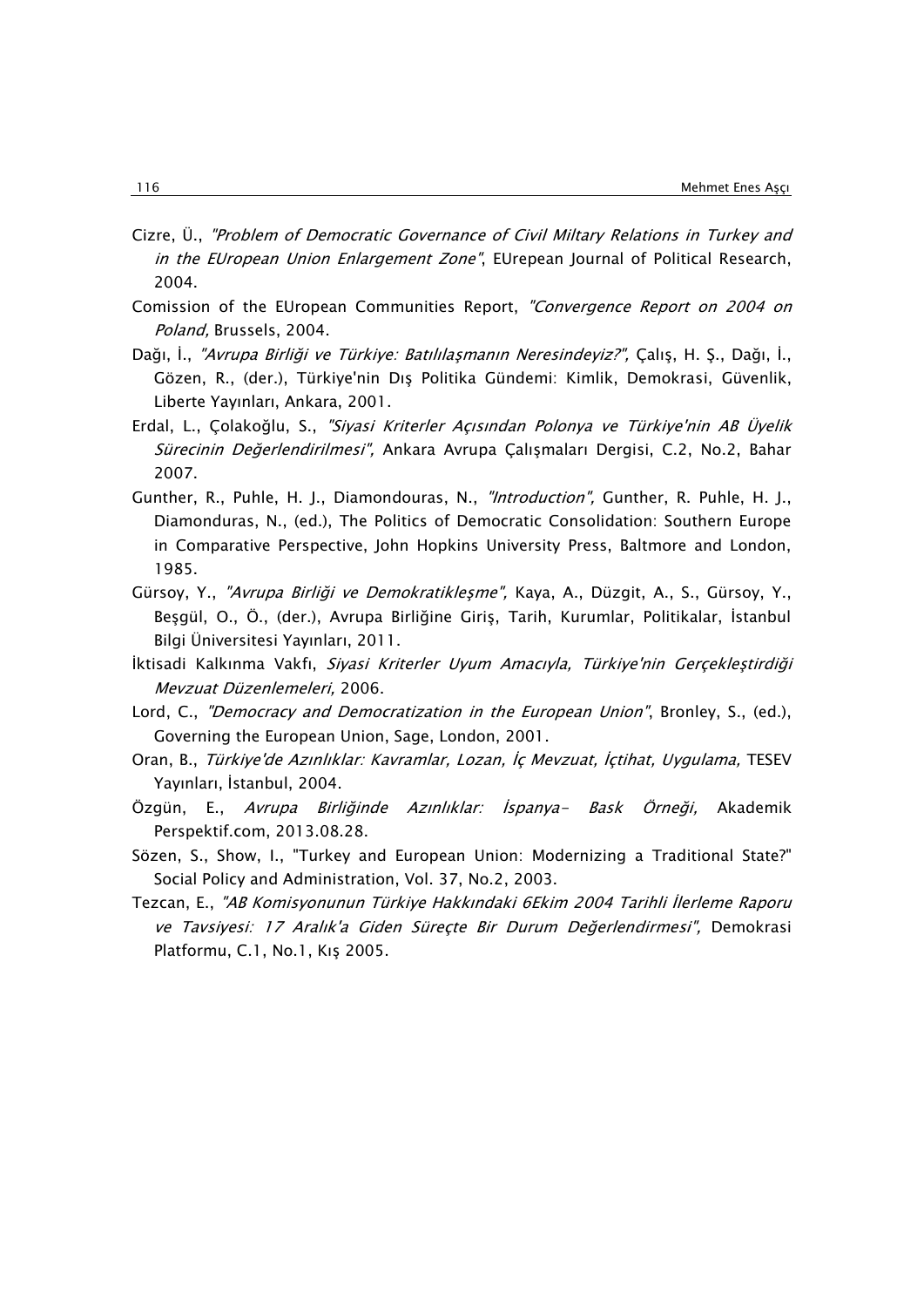Cizre, Ü., *"Problem of Democratic Governance of Civil Miltary Relations in Turkey and in the EUropean Union Enlargement Zone"*, EUrepean Journal of Political Research, 2004.

Comission of the EUropean Communities Report, *"Convergence Report on 2004 on Poland,* Brussels, 2004.

Dağı, İ., *"Avrupa Birliği ve Türkiye: Batılılaşmanın Neresindeyiz?",* Çalış, H. Ş., Dağı, İ., Gözen, R., (der.), Türkiye'nin Dış Politika Gündemi: Kimlik, Demokrasi, Güvenlik, Liberte Yayınları, Ankara, 2001.

Erdal, L., Çolakoğlu, S., *"Siyasi Kriterler Açısından Polonya ve Türkiye'nin AB Üyelik Sürecinin Değerlendirilmesi",* Ankara Avrupa Çalışmaları Dergisi, C.2, No.2, Bahar 2007.

Gunther, R., Puhle, H. J., Diamondouras, N., *"Introduction",* Gunther, R. Puhle, H. J., Diamonduras, N., (ed.), The Politics of Democratic Consolidation: Southern Europe in Comparative Perspective, John Hopkins University Press, Baltmore and London, 1985.

Gürsoy, Y., *"Avrupa Birliği ve Demokratikleşme",* Kaya, A., Düzgit, A., S., Gürsoy, Y., Beşgül, O., Ö., (der.), Avrupa Birliğine Giriş, Tarih, Kurumlar, Politikalar, İstanbul Bilgi Üniversitesi Yayınları, 2011.

İktisadi Kalkınma Vakfı, *Siyasi Kriterler Uyum Amacıyla, Türkiye'nin Gerçekleştirdiği Mevzuat Düzenlemeleri,* 2006.

Lord, C., *"Democracy and Democratization in the European Union"*, Bronley, S., (ed.), Governing the European Union, Sage, London, 2001.

Oran, B., *Türkiye'de Azınlıklar: Kavramlar, Lozan, İç Mevzuat, İçtihat, Uygulama,* TESEV Yayınları, İstanbul, 2004.

Özgün, E., *Avrupa Birliğinde Azınlıklar: İspanya- Bask Örneği,* Akademik Perspektif.com, 2013.08.28.

Sözen, S., Show, I., "Turkey and European Union: Modernizing a Traditional State?" Social Policy and Administration, Vol. 37, No.2, 2003.

Tezcan, E., *"AB Komisyonunun Türkiye Hakkındaki 6Ekim 2004 Tarihli İlerleme Raporu ve Tavsiyesi: 17 Aralık'a Giden Süreçte Bir Durum Değerlendirmesi",* Demokrasi Platformu, C.1, No.1, Kış 2005.